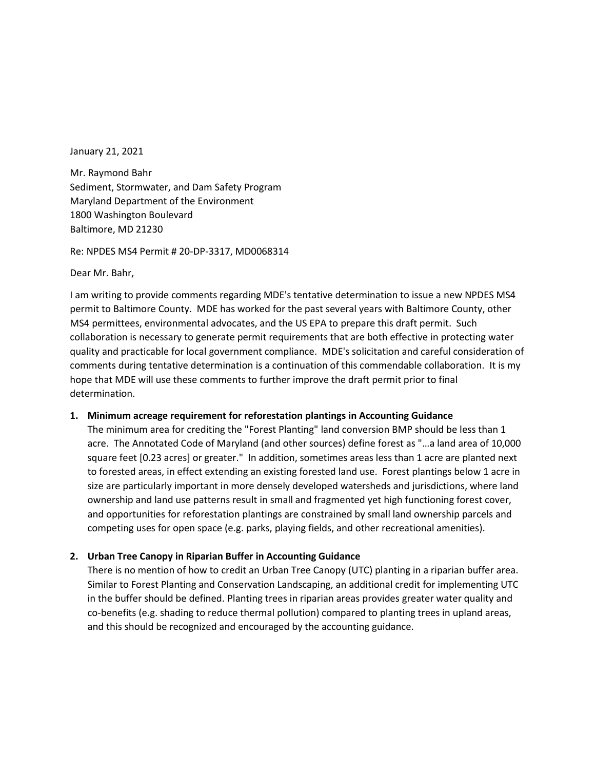January 21, 2021

Mr. Raymond Bahr
Sediment, Stormwater, and Dam Safety Program
Maryland Department of the Environment
1800 Washington Boulevard
Baltimore, MD 21230

Re: NPDES MS4 Permit # 20-DP-3317, MD0068314

Dear Mr. Bahr,

I am writing to provide comments regarding MDE's tentative determination to issue a new NPDES MS4 permit to Baltimore County. MDE has worked for the past several years with Baltimore County, other MS4 permittees, environmental advocates, and the US EPA to prepare this draft permit. Such collaboration is necessary to generate permit requirements that are both effective in protecting water quality and practicable for local government compliance. MDE's solicitation and careful consideration of comments during tentative determination is a continuation of this commendable collaboration. It is my hope that MDE will use these comments to further improve the draft permit prior to final determination.

1. **Minimum acreage requirement for reforestation plantings in Accounting Guidance**
   The minimum area for crediting the "Forest Planting" land conversion BMP should be less than 1 acre. The Annotated Code of Maryland (and other sources) define forest as "…a land area of 10,000 square feet [0.23 acres] or greater." In addition, sometimes areas less than 1 acre are planted next to forested areas, in effect extending an existing forested land use. Forest plantings below 1 acre in size are particularly important in more densely developed watersheds and jurisdictions, where land ownership and land use patterns result in small and fragmented yet high functioning forest cover, and opportunities for reforestation plantings are constrained by small land ownership parcels and competing uses for open space (e.g. parks, playing fields, and other recreational amenities).

2. **Urban Tree Canopy in Riparian Buffer in Accounting Guidance**
   There is no mention of how to credit an Urban Tree Canopy (UTC) planting in a riparian buffer area. Similar to Forest Planting and Conservation Landscaping, an additional credit for implementing UTC in the buffer should be defined. Planting trees in riparian areas provides greater water quality and co-benefits (e.g. shading to reduce thermal pollution) compared to planting trees in upland areas, and this should be recognized and encouraged by the accounting guidance.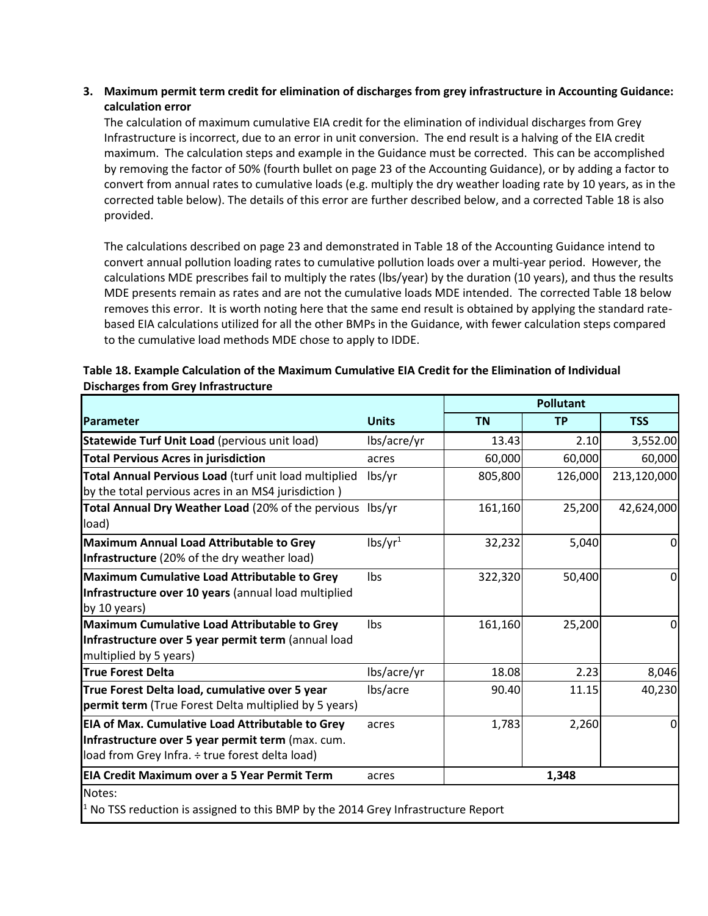**3. Maximum permit term credit for elimination of discharges from grey infrastructure in Accounting Guidance: calculation error**

The calculation of maximum cumulative EIA credit for the elimination of individual discharges from Grey Infrastructure is incorrect, due to an error in unit conversion. The end result is a halving of the EIA credit maximum. The calculation steps and example in the Guidance must be corrected. This can be accomplished by removing the factor of 50% (fourth bullet on page 23 of the Accounting Guidance), or by adding a factor to convert from annual rates to cumulative loads (e.g. multiply the dry weather loading rate by 10 years, as in the corrected table below). The details of this error are further described below, and a corrected Table 18 is also provided.

The calculations described on page 23 and demonstrated in Table 18 of the Accounting Guidance intend to convert annual pollution loading rates to cumulative pollution loads over a multi-year period. However, the calculations MDE prescribes fail to multiply the rates (lbs/year) by the duration (10 years), and thus the results MDE presents remain as rates and are not the cumulative loads MDE intended. The corrected Table 18 below removes this error. It is worth noting here that the same end result is obtained by applying the standard rate-based EIA calculations utilized for all the other BMPs in the Guidance, with fewer calculation steps compared to the cumulative load methods MDE chose to apply to IDDE.

**Table 18. Example Calculation of the Maximum Cumulative EIA Credit for the Elimination of Individual Discharges from Grey Infrastructure**

| | | Pollutant | | |
|---|---|---|---|---|
| **Parameter** | **Units** | **TN** | **TP** | **TSS** |
| **Statewide Turf Unit Load** (pervious unit load) | lbs/acre/yr | 13.43 | 2.10 | 3,552.00 |
| **Total Pervious Acres in jurisdiction** | acres | 60,000 | 60,000 | 60,000 |
| **Total Annual Pervious Load** (turf unit load multiplied by the total pervious acres in an MS4 jurisdiction ) | lbs/yr | 805,800 | 126,000 | 213,120,000 |
| **Total Annual Dry Weather Load** (20% of the pervious load) | lbs/yr | 161,160 | 25,200 | 42,624,000 |
| **Maximum Annual Load Attributable to Grey Infrastructure** (20% of the dry weather load) | lbs/yr[1] | 32,232 | 5,040 | 0 |
| **Maximum Cumulative Load Attributable to Grey Infrastructure over 10 years** (annual load multiplied by 10 years) | lbs | 322,320 | 50,400 | 0 |
| **Maximum Cumulative Load Attributable to Grey Infrastructure over 5 year permit term** (annual load multiplied by 5 years) | lbs | 161,160 | 25,200 | 0 |
| **True Forest Delta** | lbs/acre/yr | 18.08 | 2.23 | 8,046 |
| **True Forest Delta load, cumulative over 5 year permit term** (True Forest Delta multiplied by 5 years) | lbs/acre | 90.40 | 11.15 | 40,230 |
| **EIA of Max. Cumulative Load Attributable to Grey Infrastructure over 5 year permit term** (max. cum. load from Grey Infra. ÷ true forest delta load) | acres | 1,783 | 2,260 | 0 |
| **EIA Credit Maximum over a 5 Year Permit Term** | acres | 1,348 | | |

Notes:
[1] No TSS reduction is assigned to this BMP by the 2014 Grey Infrastructure Report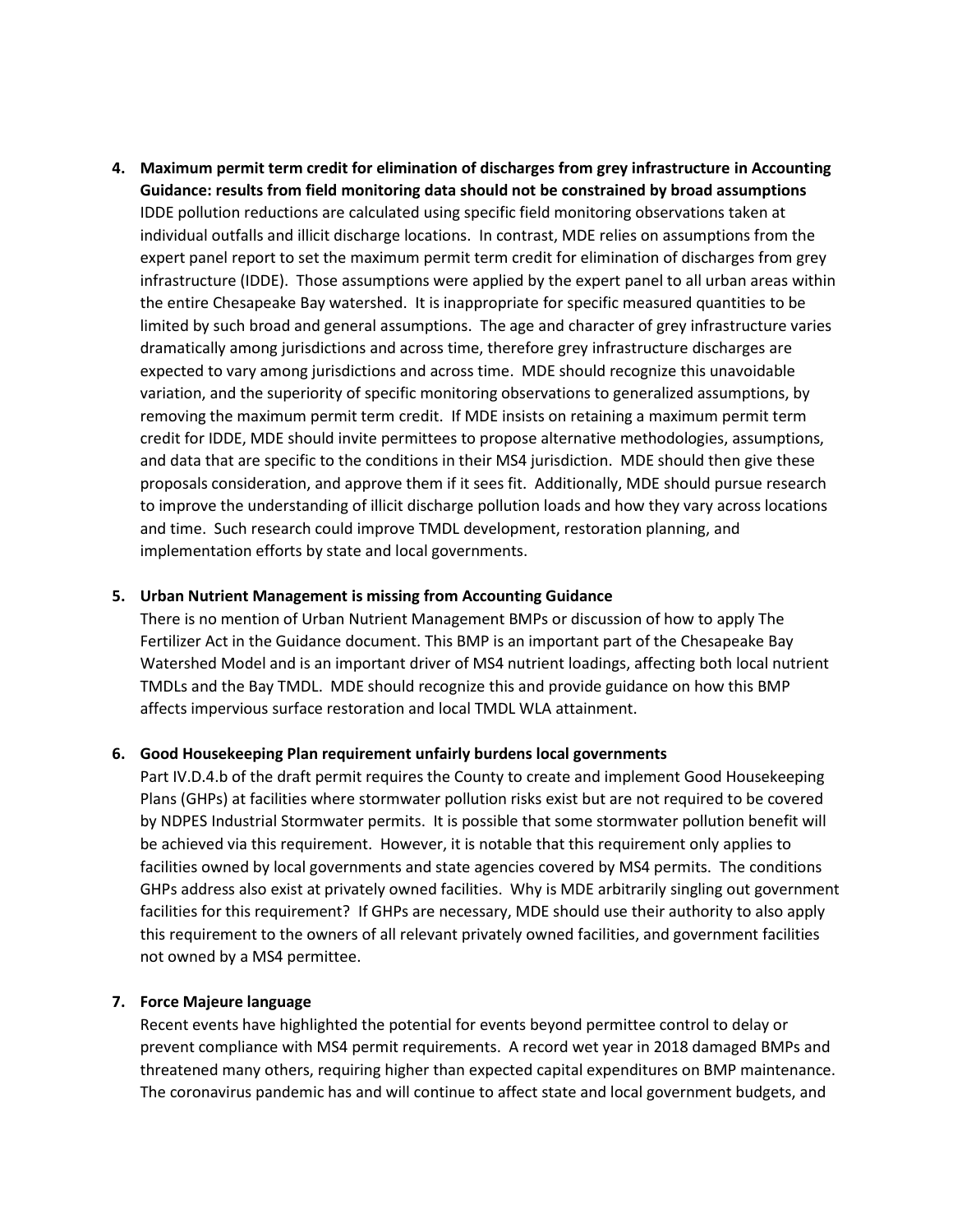4. **Maximum permit term credit for elimination of discharges from grey infrastructure in Accounting Guidance: results from field monitoring data should not be constrained by broad assumptions**
   IDDE pollution reductions are calculated using specific field monitoring observations taken at individual outfalls and illicit discharge locations. In contrast, MDE relies on assumptions from the expert panel report to set the maximum permit term credit for elimination of discharges from grey infrastructure (IDDE). Those assumptions were applied by the expert panel to all urban areas within the entire Chesapeake Bay watershed. It is inappropriate for specific measured quantities to be limited by such broad and general assumptions. The age and character of grey infrastructure varies dramatically among jurisdictions and across time, therefore grey infrastructure discharges are expected to vary among jurisdictions and across time. MDE should recognize this unavoidable variation, and the superiority of specific monitoring observations to generalized assumptions, by removing the maximum permit term credit. If MDE insists on retaining a maximum permit term credit for IDDE, MDE should invite permittees to propose alternative methodologies, assumptions, and data that are specific to the conditions in their MS4 jurisdiction. MDE should then give these proposals consideration, and approve them if it sees fit. Additionally, MDE should pursue research to improve the understanding of illicit discharge pollution loads and how they vary across locations and time. Such research could improve TMDL development, restoration planning, and implementation efforts by state and local governments.

5. **Urban Nutrient Management is missing from Accounting Guidance**
   There is no mention of Urban Nutrient Management BMPs or discussion of how to apply The Fertilizer Act in the Guidance document. This BMP is an important part of the Chesapeake Bay Watershed Model and is an important driver of MS4 nutrient loadings, affecting both local nutrient TMDLs and the Bay TMDL. MDE should recognize this and provide guidance on how this BMP affects impervious surface restoration and local TMDL WLA attainment.

6. **Good Housekeeping Plan requirement unfairly burdens local governments**
   Part IV.D.4.b of the draft permit requires the County to create and implement Good Housekeeping Plans (GHPs) at facilities where stormwater pollution risks exist but are not required to be covered by NDPES Industrial Stormwater permits. It is possible that some stormwater pollution benefit will be achieved via this requirement. However, it is notable that this requirement only applies to facilities owned by local governments and state agencies covered by MS4 permits. The conditions GHPs address also exist at privately owned facilities. Why is MDE arbitrarily singling out government facilities for this requirement? If GHPs are necessary, MDE should use their authority to also apply this requirement to the owners of all relevant privately owned facilities, and government facilities not owned by a MS4 permittee.

7. **Force Majeure language**
   Recent events have highlighted the potential for events beyond permittee control to delay or prevent compliance with MS4 permit requirements. A record wet year in 2018 damaged BMPs and threatened many others, requiring higher than expected capital expenditures on BMP maintenance. The coronavirus pandemic has and will continue to affect state and local government budgets, and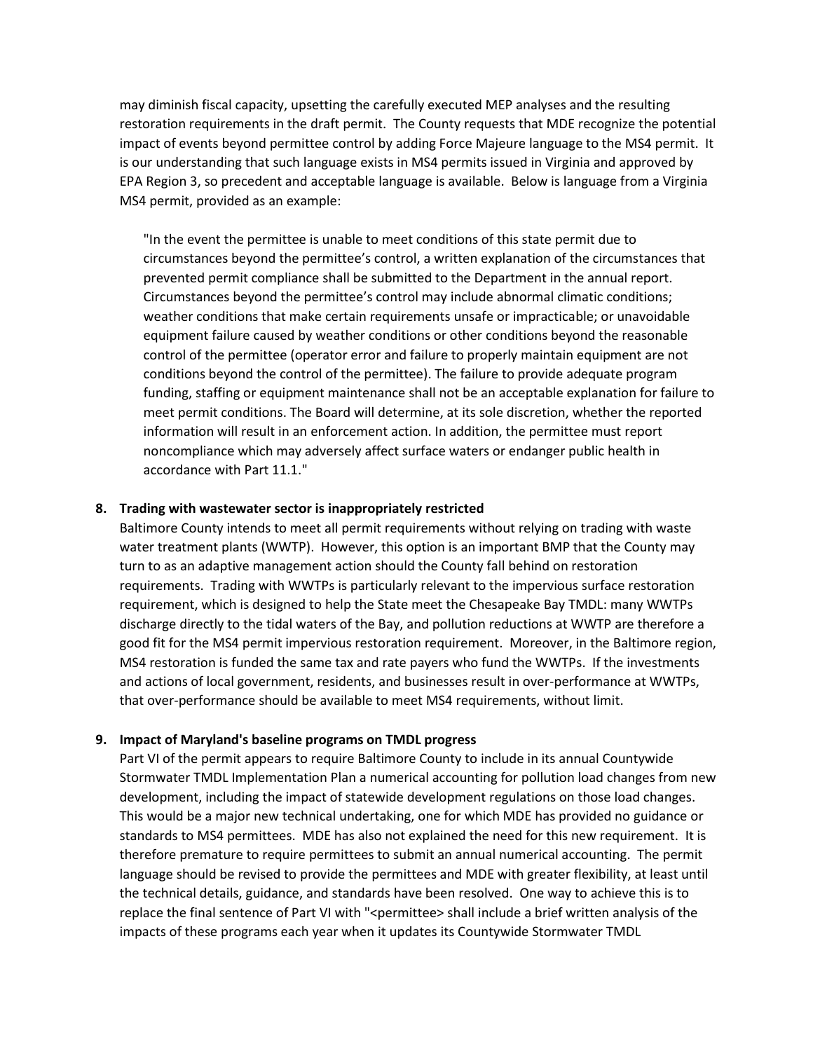may diminish fiscal capacity, upsetting the carefully executed MEP analyses and the resulting restoration requirements in the draft permit. The County requests that MDE recognize the potential impact of events beyond permittee control by adding Force Majeure language to the MS4 permit. It is our understanding that such language exists in MS4 permits issued in Virginia and approved by EPA Region 3, so precedent and acceptable language is available. Below is language from a Virginia MS4 permit, provided as an example:

> "In the event the permittee is unable to meet conditions of this state permit due to circumstances beyond the permittee's control, a written explanation of the circumstances that prevented permit compliance shall be submitted to the Department in the annual report. Circumstances beyond the permittee's control may include abnormal climatic conditions; weather conditions that make certain requirements unsafe or impracticable; or unavoidable equipment failure caused by weather conditions or other conditions beyond the reasonable control of the permittee (operator error and failure to properly maintain equipment are not conditions beyond the control of the permittee). The failure to provide adequate program funding, staffing or equipment maintenance shall not be an acceptable explanation for failure to meet permit conditions. The Board will determine, at its sole discretion, whether the reported information will result in an enforcement action. In addition, the permittee must report noncompliance which may adversely affect surface waters or endanger public health in accordance with Part 11.1."

**8. Trading with wastewater sector is inappropriately restricted**

Baltimore County intends to meet all permit requirements without relying on trading with waste water treatment plants (WWTP). However, this option is an important BMP that the County may turn to as an adaptive management action should the County fall behind on restoration requirements. Trading with WWTPs is particularly relevant to the impervious surface restoration requirement, which is designed to help the State meet the Chesapeake Bay TMDL: many WWTPs discharge directly to the tidal waters of the Bay, and pollution reductions at WWTP are therefore a good fit for the MS4 permit impervious restoration requirement. Moreover, in the Baltimore region, MS4 restoration is funded the same tax and rate payers who fund the WWTPs. If the investments and actions of local government, residents, and businesses result in over-performance at WWTPs, that over-performance should be available to meet MS4 requirements, without limit.

**9. Impact of Maryland's baseline programs on TMDL progress**

Part VI of the permit appears to require Baltimore County to include in its annual Countywide Stormwater TMDL Implementation Plan a numerical accounting for pollution load changes from new development, including the impact of statewide development regulations on those load changes. This would be a major new technical undertaking, one for which MDE has provided no guidance or standards to MS4 permittees. MDE has also not explained the need for this new requirement. It is therefore premature to require permittees to submit an annual numerical accounting. The permit language should be revised to provide the permittees and MDE with greater flexibility, at least until the technical details, guidance, and standards have been resolved. One way to achieve this is to replace the final sentence of Part VI with "<permittee> shall include a brief written analysis of the impacts of these programs each year when it updates its Countywide Stormwater TMDL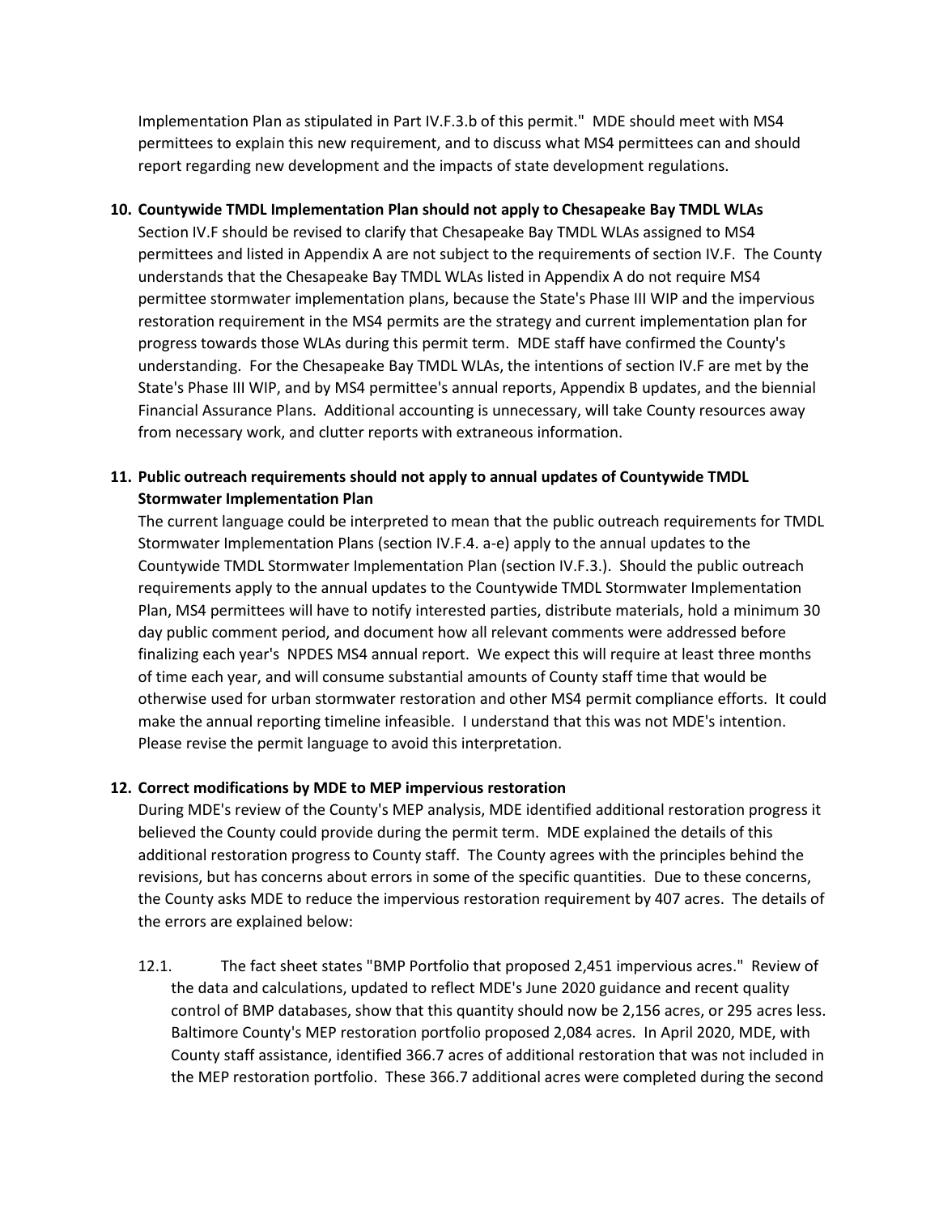Implementation Plan as stipulated in Part IV.F.3.b of this permit." MDE should meet with MS4 permittees to explain this new requirement, and to discuss what MS4 permittees can and should report regarding new development and the impacts of state development regulations.

**10. Countywide TMDL Implementation Plan should not apply to Chesapeake Bay TMDL WLAs**

Section IV.F should be revised to clarify that Chesapeake Bay TMDL WLAs assigned to MS4 permittees and listed in Appendix A are not subject to the requirements of section IV.F. The County understands that the Chesapeake Bay TMDL WLAs listed in Appendix A do not require MS4 permittee stormwater implementation plans, because the State's Phase III WIP and the impervious restoration requirement in the MS4 permits are the strategy and current implementation plan for progress towards those WLAs during this permit term. MDE staff have confirmed the County's understanding. For the Chesapeake Bay TMDL WLAs, the intentions of section IV.F are met by the State's Phase III WIP, and by MS4 permittee's annual reports, Appendix B updates, and the biennial Financial Assurance Plans. Additional accounting is unnecessary, will take County resources away from necessary work, and clutter reports with extraneous information.

**11. Public outreach requirements should not apply to annual updates of Countywide TMDL Stormwater Implementation Plan**

The current language could be interpreted to mean that the public outreach requirements for TMDL Stormwater Implementation Plans (section IV.F.4. a-e) apply to the annual updates to the Countywide TMDL Stormwater Implementation Plan (section IV.F.3.). Should the public outreach requirements apply to the annual updates to the Countywide TMDL Stormwater Implementation Plan, MS4 permittees will have to notify interested parties, distribute materials, hold a minimum 30 day public comment period, and document how all relevant comments were addressed before finalizing each year's NPDES MS4 annual report. We expect this will require at least three months of time each year, and will consume substantial amounts of County staff time that would be otherwise used for urban stormwater restoration and other MS4 permit compliance efforts. It could make the annual reporting timeline infeasible. I understand that this was not MDE's intention. Please revise the permit language to avoid this interpretation.

**12. Correct modifications by MDE to MEP impervious restoration**

During MDE's review of the County's MEP analysis, MDE identified additional restoration progress it believed the County could provide during the permit term. MDE explained the details of this additional restoration progress to County staff. The County agrees with the principles behind the revisions, but has concerns about errors in some of the specific quantities. Due to these concerns, the County asks MDE to reduce the impervious restoration requirement by 407 acres. The details of the errors are explained below:

12.1. The fact sheet states "BMP Portfolio that proposed 2,451 impervious acres." Review of the data and calculations, updated to reflect MDE's June 2020 guidance and recent quality control of BMP databases, show that this quantity should now be 2,156 acres, or 295 acres less. Baltimore County's MEP restoration portfolio proposed 2,084 acres. In April 2020, MDE, with County staff assistance, identified 366.7 acres of additional restoration that was not included in the MEP restoration portfolio. These 366.7 additional acres were completed during the second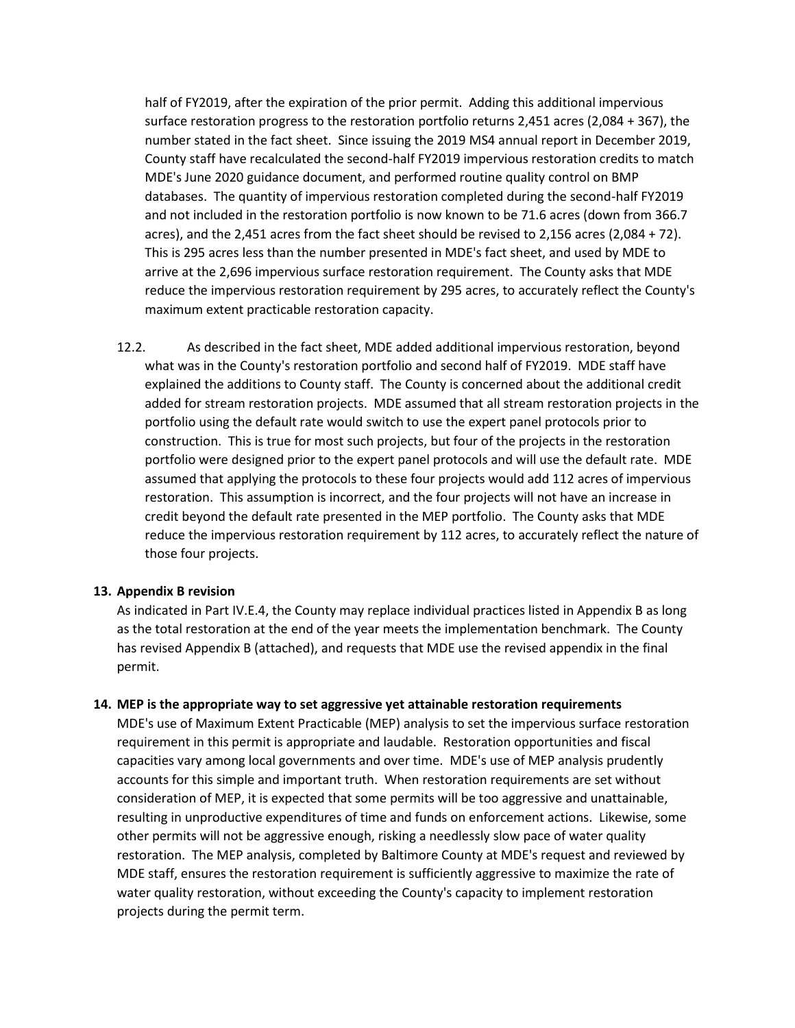half of FY2019, after the expiration of the prior permit. Adding this additional impervious surface restoration progress to the restoration portfolio returns 2,451 acres (2,084 + 367), the number stated in the fact sheet. Since issuing the 2019 MS4 annual report in December 2019, County staff have recalculated the second-half FY2019 impervious restoration credits to match MDE's June 2020 guidance document, and performed routine quality control on BMP databases. The quantity of impervious restoration completed during the second-half FY2019 and not included in the restoration portfolio is now known to be 71.6 acres (down from 366.7 acres), and the 2,451 acres from the fact sheet should be revised to 2,156 acres (2,084 + 72). This is 295 acres less than the number presented in MDE's fact sheet, and used by MDE to arrive at the 2,696 impervious surface restoration requirement. The County asks that MDE reduce the impervious restoration requirement by 295 acres, to accurately reflect the County's maximum extent practicable restoration capacity.

12.2. As described in the fact sheet, MDE added additional impervious restoration, beyond what was in the County's restoration portfolio and second half of FY2019. MDE staff have explained the additions to County staff. The County is concerned about the additional credit added for stream restoration projects. MDE assumed that all stream restoration projects in the portfolio using the default rate would switch to use the expert panel protocols prior to construction. This is true for most such projects, but four of the projects in the restoration portfolio were designed prior to the expert panel protocols and will use the default rate. MDE assumed that applying the protocols to these four projects would add 112 acres of impervious restoration. This assumption is incorrect, and the four projects will not have an increase in credit beyond the default rate presented in the MEP portfolio. The County asks that MDE reduce the impervious restoration requirement by 112 acres, to accurately reflect the nature of those four projects.

**13. Appendix B revision**

As indicated in Part IV.E.4, the County may replace individual practices listed in Appendix B as long as the total restoration at the end of the year meets the implementation benchmark. The County has revised Appendix B (attached), and requests that MDE use the revised appendix in the final permit.

**14. MEP is the appropriate way to set aggressive yet attainable restoration requirements**

MDE's use of Maximum Extent Practicable (MEP) analysis to set the impervious surface restoration requirement in this permit is appropriate and laudable. Restoration opportunities and fiscal capacities vary among local governments and over time. MDE's use of MEP analysis prudently accounts for this simple and important truth. When restoration requirements are set without consideration of MEP, it is expected that some permits will be too aggressive and unattainable, resulting in unproductive expenditures of time and funds on enforcement actions. Likewise, some other permits will not be aggressive enough, risking a needlessly slow pace of water quality restoration. The MEP analysis, completed by Baltimore County at MDE's request and reviewed by MDE staff, ensures the restoration requirement is sufficiently aggressive to maximize the rate of water quality restoration, without exceeding the County's capacity to implement restoration projects during the permit term.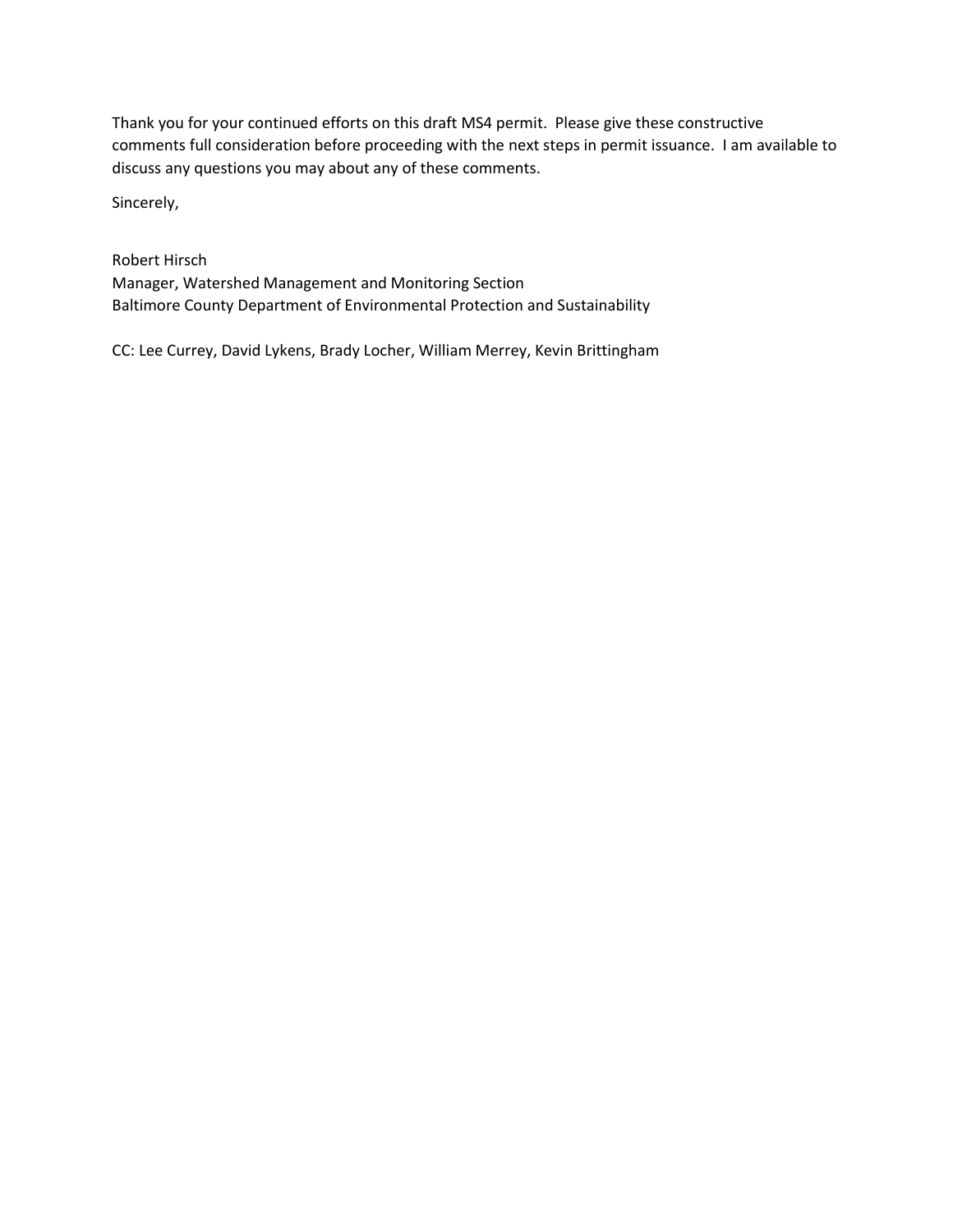Thank you for your continued efforts on this draft MS4 permit. Please give these constructive comments full consideration before proceeding with the next steps in permit issuance. I am available to discuss any questions you may about any of these comments.

Sincerely,

Robert Hirsch
Manager, Watershed Management and Monitoring Section
Baltimore County Department of Environmental Protection and Sustainability

CC: Lee Currey, David Lykens, Brady Locher, William Merrey, Kevin Brittingham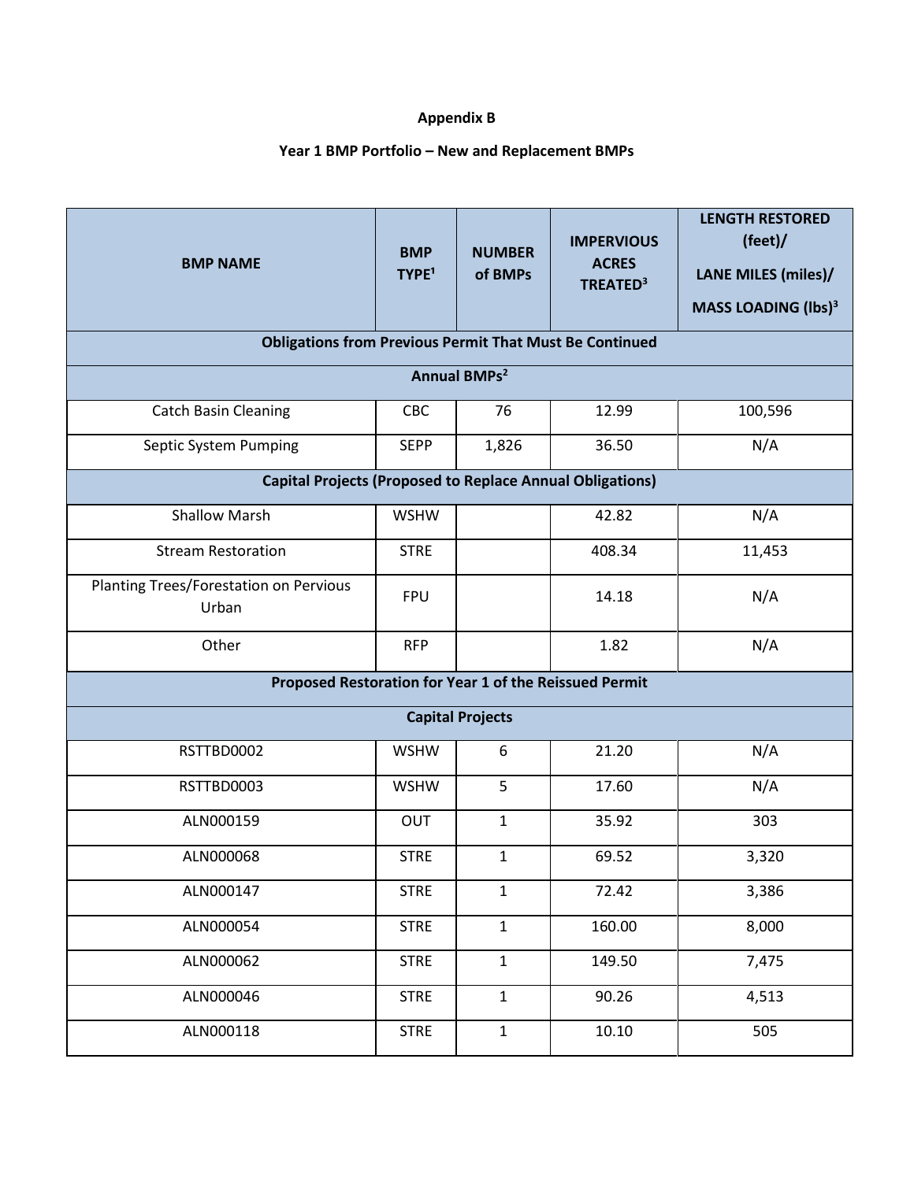**Appendix B**

**Year 1 BMP Portfolio – New and Replacement BMPs**

| BMP NAME | BMP TYPE[1] | NUMBER of BMPs | IMPERVIOUS ACRES TREATED[3] | LENGTH RESTORED (feet)/ LANE MILES (miles)/ MASS LOADING (lbs)[3] |
|---|---|---|---|---|
| **Obligations from Previous Permit That Must Be Continued** | | | | |
| **Annual BMPs[2]** | | | | |
| Catch Basin Cleaning | CBC | 76 | 12.99 | 100,596 |
| Septic System Pumping | SEPP | 1,826 | 36.50 | N/A |
| **Capital Projects (Proposed to Replace Annual Obligations)** | | | | |
| Shallow Marsh | WSHW | | 42.82 | N/A |
| Stream Restoration | STRE | | 408.34 | 11,453 |
| Planting Trees/Forestation on Pervious Urban | FPU | | 14.18 | N/A |
| Other | RFP | | 1.82 | N/A |
| **Proposed Restoration for Year 1 of the Reissued Permit** | | | | |
| **Capital Projects** | | | | |
| RSTTBD0002 | WSHW | 6 | 21.20 | N/A |
| RSTTBD0003 | WSHW | 5 | 17.60 | N/A |
| ALN000159 | OUT | 1 | 35.92 | 303 |
| ALN000068 | STRE | 1 | 69.52 | 3,320 |
| ALN000147 | STRE | 1 | 72.42 | 3,386 |
| ALN000054 | STRE | 1 | 160.00 | 8,000 |
| ALN000062 | STRE | 1 | 149.50 | 7,475 |
| ALN000046 | STRE | 1 | 90.26 | 4,513 |
| ALN000118 | STRE | 1 | 10.10 | 505 |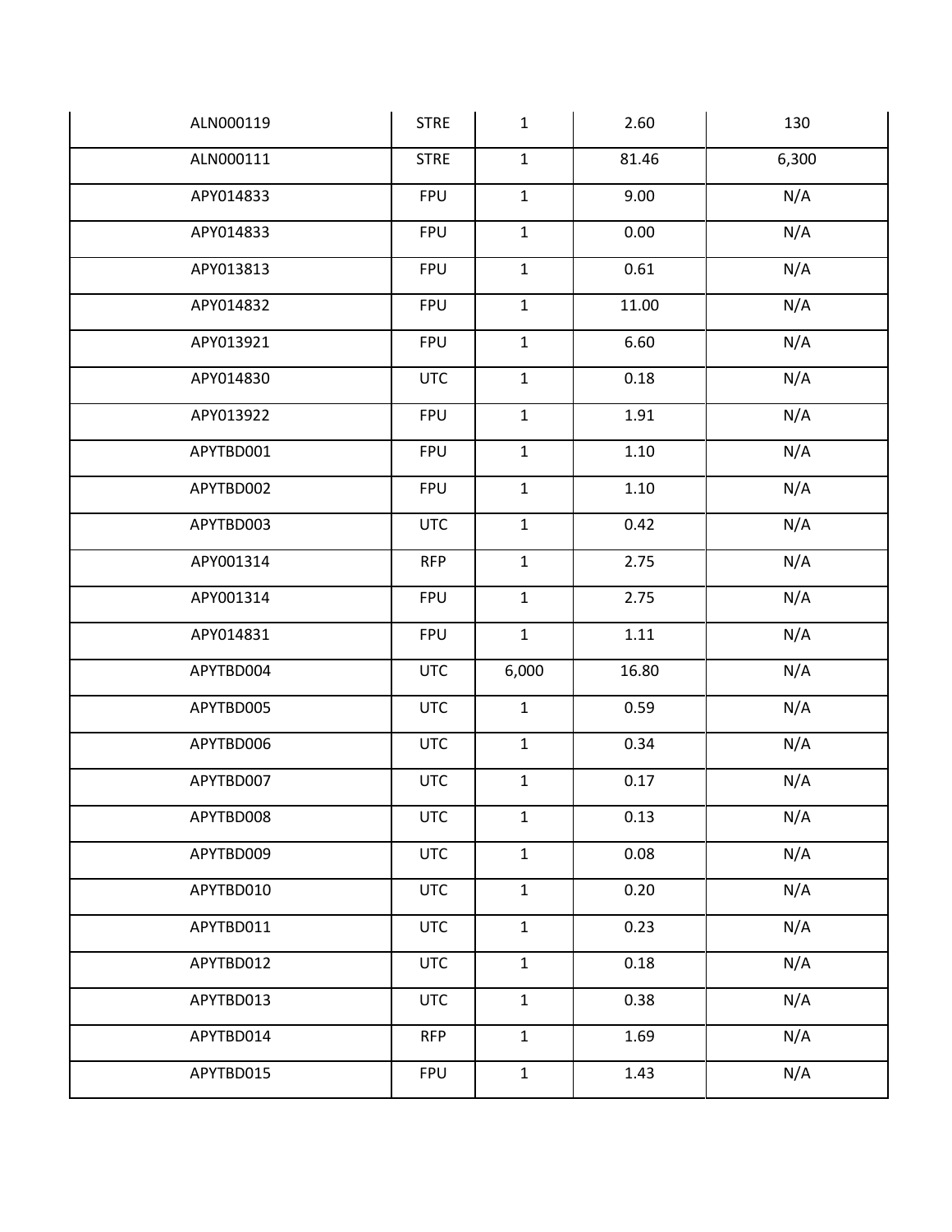| | | | | |
|---|---|---|---|---|
| ALN000119 | STRE | 1 | 2.60 | 130 |
| ALN000111 | STRE | 1 | 81.46 | 6,300 |
| APY014833 | FPU | 1 | 9.00 | N/A |
| APY014833 | FPU | 1 | 0.00 | N/A |
| APY013813 | FPU | 1 | 0.61 | N/A |
| APY014832 | FPU | 1 | 11.00 | N/A |
| APY013921 | FPU | 1 | 6.60 | N/A |
| APY014830 | UTC | 1 | 0.18 | N/A |
| APY013922 | FPU | 1 | 1.91 | N/A |
| APYTBD001 | FPU | 1 | 1.10 | N/A |
| APYTBD002 | FPU | 1 | 1.10 | N/A |
| APYTBD003 | UTC | 1 | 0.42 | N/A |
| APY001314 | RFP | 1 | 2.75 | N/A |
| APY001314 | FPU | 1 | 2.75 | N/A |
| APY014831 | FPU | 1 | 1.11 | N/A |
| APYTBD004 | UTC | 6,000 | 16.80 | N/A |
| APYTBD005 | UTC | 1 | 0.59 | N/A |
| APYTBD006 | UTC | 1 | 0.34 | N/A |
| APYTBD007 | UTC | 1 | 0.17 | N/A |
| APYTBD008 | UTC | 1 | 0.13 | N/A |
| APYTBD009 | UTC | 1 | 0.08 | N/A |
| APYTBD010 | UTC | 1 | 0.20 | N/A |
| APYTBD011 | UTC | 1 | 0.23 | N/A |
| APYTBD012 | UTC | 1 | 0.18 | N/A |
| APYTBD013 | UTC | 1 | 0.38 | N/A |
| APYTBD014 | RFP | 1 | 1.69 | N/A |
| APYTBD015 | FPU | 1 | 1.43 | N/A |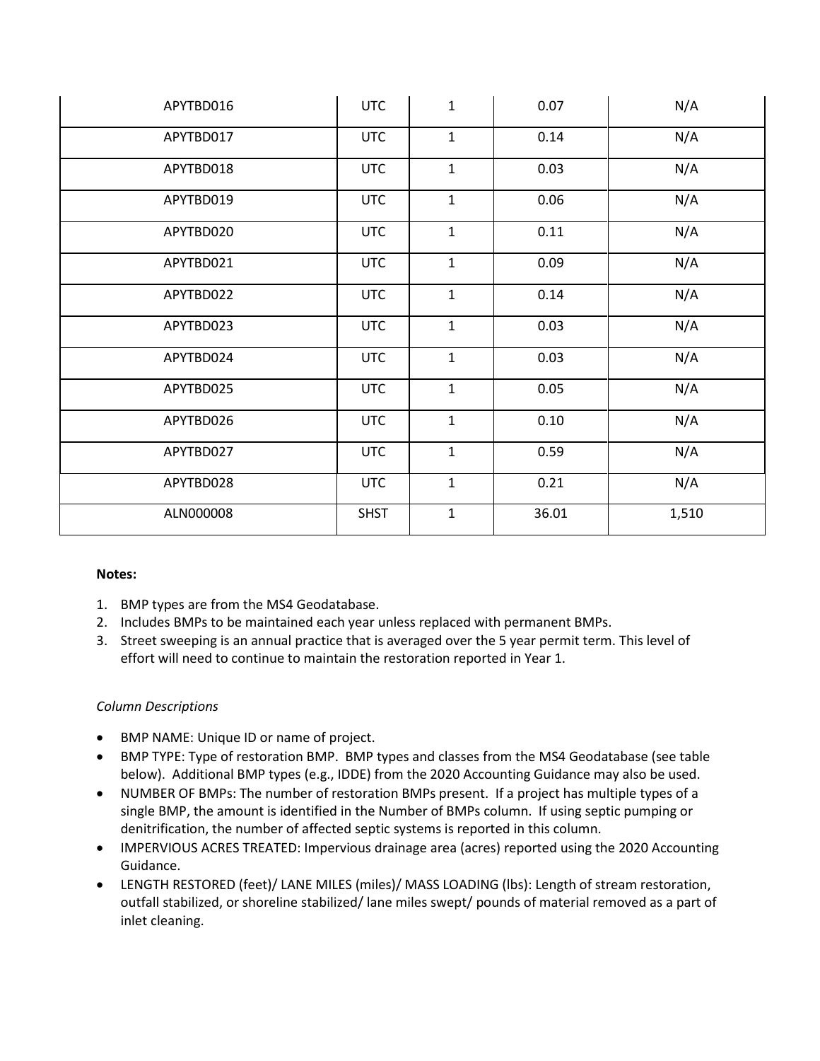| | | | | |
|---|---|---|---|---|
| APYTBD016 | UTC | 1 | 0.07 | N/A |
| APYTBD017 | UTC | 1 | 0.14 | N/A |
| APYTBD018 | UTC | 1 | 0.03 | N/A |
| APYTBD019 | UTC | 1 | 0.06 | N/A |
| APYTBD020 | UTC | 1 | 0.11 | N/A |
| APYTBD021 | UTC | 1 | 0.09 | N/A |
| APYTBD022 | UTC | 1 | 0.14 | N/A |
| APYTBD023 | UTC | 1 | 0.03 | N/A |
| APYTBD024 | UTC | 1 | 0.03 | N/A |
| APYTBD025 | UTC | 1 | 0.05 | N/A |
| APYTBD026 | UTC | 1 | 0.10 | N/A |
| APYTBD027 | UTC | 1 | 0.59 | N/A |
| APYTBD028 | UTC | 1 | 0.21 | N/A |
| ALN000008 | SHST | 1 | 36.01 | 1,510 |

**Notes:**

1. BMP types are from the MS4 Geodatabase.
2. Includes BMPs to be maintained each year unless replaced with permanent BMPs.
3. Street sweeping is an annual practice that is averaged over the 5 year permit term. This level of effort will need to continue to maintain the restoration reported in Year 1.

*Column Descriptions*

- BMP NAME: Unique ID or name of project.
- BMP TYPE: Type of restoration BMP. BMP types and classes from the MS4 Geodatabase (see table below). Additional BMP types (e.g., IDDE) from the 2020 Accounting Guidance may also be used.
- NUMBER OF BMPs: The number of restoration BMPs present. If a project has multiple types of a single BMP, the amount is identified in the Number of BMPs column. If using septic pumping or denitrification, the number of affected septic systems is reported in this column.
- IMPERVIOUS ACRES TREATED: Impervious drainage area (acres) reported using the 2020 Accounting Guidance.
- LENGTH RESTORED (feet)/ LANE MILES (miles)/ MASS LOADING (lbs): Length of stream restoration, outfall stabilized, or shoreline stabilized/ lane miles swept/ pounds of material removed as a part of inlet cleaning.